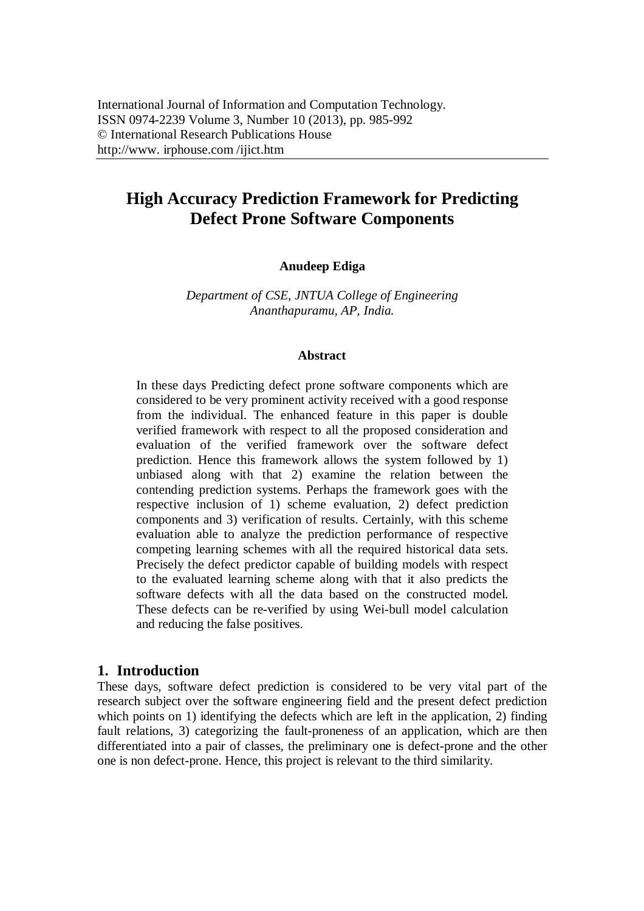International Journal of Information and Computation Technology.
ISSN 0974-2239 Volume 3, Number 10 (2013), pp. 985-992
© International Research Publications House
http://www. irphouse.com /ijict.htm

# High Accuracy Prediction Framework for Predicting Defect Prone Software Components

**Anudeep Ediga**

*Department of CSE, JNTUA College of Engineering Ananthapuramu, AP, India.*

### Abstract

In these days Predicting defect prone software components which are considered to be very prominent activity received with a good response from the individual. The enhanced feature in this paper is double verified framework with respect to all the proposed consideration and evaluation of the verified framework over the software defect prediction. Hence this framework allows the system followed by 1) unbiased along with that 2) examine the relation between the contending prediction systems. Perhaps the framework goes with the respective inclusion of 1) scheme evaluation, 2) defect prediction components and 3) verification of results. Certainly, with this scheme evaluation able to analyze the prediction performance of respective competing learning schemes with all the required historical data sets. Precisely the defect predictor capable of building models with respect to the evaluated learning scheme along with that it also predicts the software defects with all the data based on the constructed model. These defects can be re-verified by using Wei-bull model calculation and reducing the false positives.

## 1. Introduction

These days, software defect prediction is considered to be very vital part of the research subject over the software engineering field and the present defect prediction which points on 1) identifying the defects which are left in the application, 2) finding fault relations, 3) categorizing the fault-proneness of an application, which are then differentiated into a pair of classes, the preliminary one is defect-prone and the other one is non defect-prone. Hence, this project is relevant to the third similarity.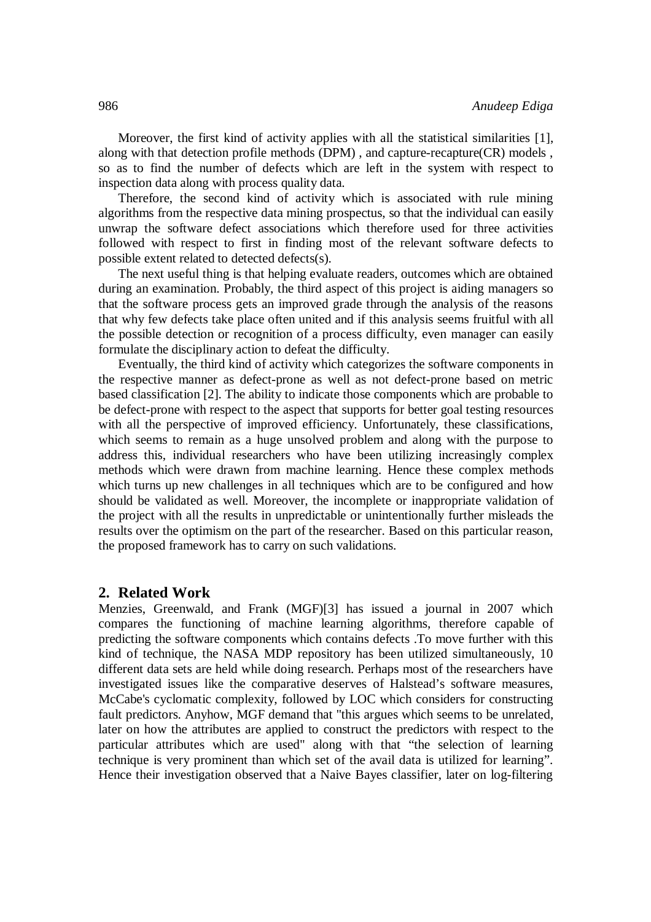Moreover, the first kind of activity applies with all the statistical similarities [1], along with that detection profile methods (DPM) , and capture-recapture(CR) models , so as to find the number of defects which are left in the system with respect to inspection data along with process quality data.

Therefore, the second kind of activity which is associated with rule mining algorithms from the respective data mining prospectus, so that the individual can easily unwrap the software defect associations which therefore used for three activities followed with respect to first in finding most of the relevant software defects to possible extent related to detected defects(s).

The next useful thing is that helping evaluate readers, outcomes which are obtained during an examination. Probably, the third aspect of this project is aiding managers so that the software process gets an improved grade through the analysis of the reasons that why few defects take place often united and if this analysis seems fruitful with all the possible detection or recognition of a process difficulty, even manager can easily formulate the disciplinary action to defeat the difficulty.

Eventually, the third kind of activity which categorizes the software components in the respective manner as defect-prone as well as not defect-prone based on metric based classification [2]. The ability to indicate those components which are probable to be defect-prone with respect to the aspect that supports for better goal testing resources with all the perspective of improved efficiency. Unfortunately, these classifications, which seems to remain as a huge unsolved problem and along with the purpose to address this, individual researchers who have been utilizing increasingly complex methods which were drawn from machine learning. Hence these complex methods which turns up new challenges in all techniques which are to be configured and how should be validated as well. Moreover, the incomplete or inappropriate validation of the project with all the results in unpredictable or unintentionally further misleads the results over the optimism on the part of the researcher. Based on this particular reason, the proposed framework has to carry on such validations.

## 2. Related Work

Menzies, Greenwald, and Frank (MGF)[3] has issued a journal in 2007 which compares the functioning of machine learning algorithms, therefore capable of predicting the software components which contains defects .To move further with this kind of technique, the NASA MDP repository has been utilized simultaneously, 10 different data sets are held while doing research. Perhaps most of the researchers have investigated issues like the comparative deserves of Halstead's software measures, McCabe's cyclomatic complexity, followed by LOC which considers for constructing fault predictors. Anyhow, MGF demand that "this argues which seems to be unrelated, later on how the attributes are applied to construct the predictors with respect to the particular attributes which are used" along with that "the selection of learning technique is very prominent than which set of the avail data is utilized for learning". Hence their investigation observed that a Naive Bayes classifier, later on log-filtering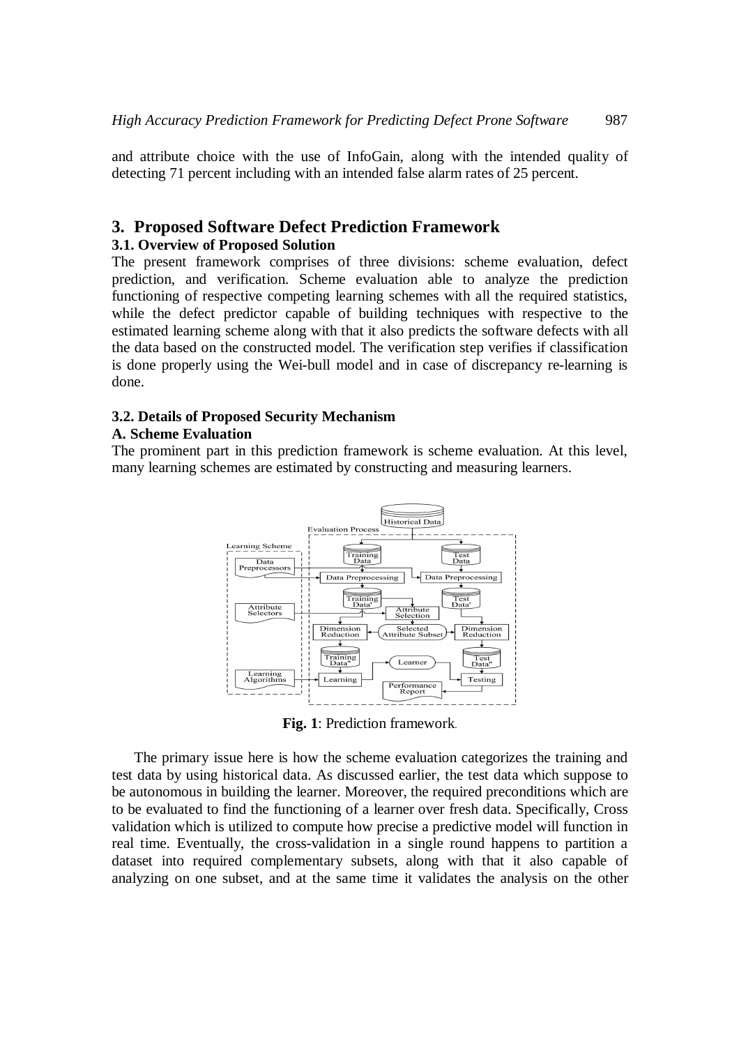and attribute choice with the use of InfoGain, along with the intended quality of detecting 71 percent including with an intended false alarm rates of 25 percent.

## 3. Proposed Software Defect Prediction Framework

### 3.1. Overview of Proposed Solution

The present framework comprises of three divisions: scheme evaluation, defect prediction, and verification. Scheme evaluation able to analyze the prediction functioning of respective competing learning schemes with all the required statistics, while the defect predictor capable of building techniques with respective to the estimated learning scheme along with that it also predicts the software defects with all the data based on the constructed model. The verification step verifies if classification is done properly using the Wei-bull model and in case of discrepancy re-learning is done.

### 3.2. Details of Proposed Security Mechanism

**A. Scheme Evaluation**

The prominent part in this prediction framework is scheme evaluation. At this level, many learning schemes are estimated by constructing and measuring learners.

**Fig. 1**: Prediction framework.

The primary issue here is how the scheme evaluation categorizes the training and test data by using historical data. As discussed earlier, the test data which suppose to be autonomous in building the learner. Moreover, the required preconditions which are to be evaluated to find the functioning of a learner over fresh data. Specifically, Cross validation which is utilized to compute how precise a predictive model will function in real time. Eventually, the cross-validation in a single round happens to partition a dataset into required complementary subsets, along with that it also capable of analyzing on one subset, and at the same time it validates the analysis on the other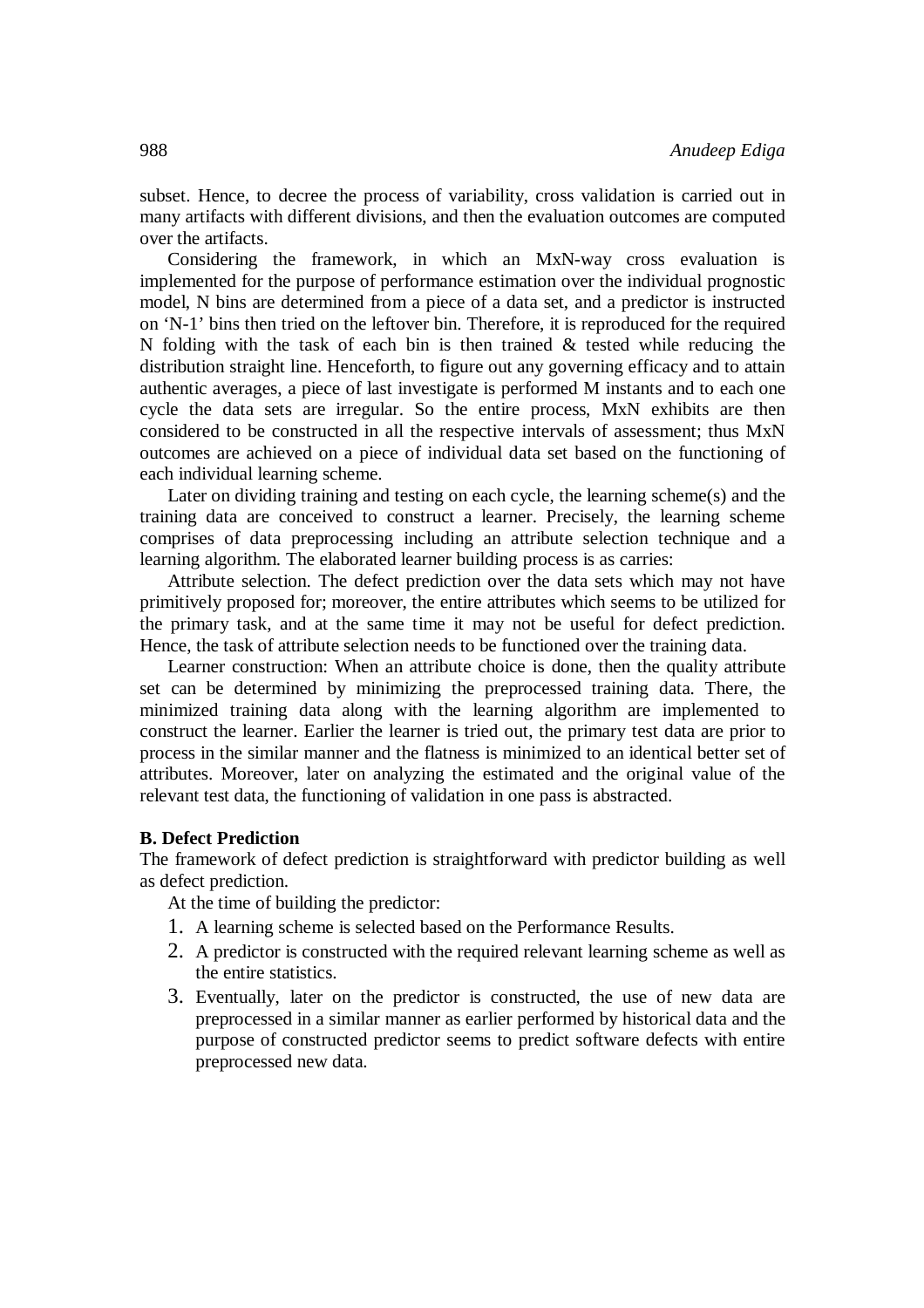subset. Hence, to decree the process of variability, cross validation is carried out in many artifacts with different divisions, and then the evaluation outcomes are computed over the artifacts.

Considering the framework, in which an MxN-way cross evaluation is implemented for the purpose of performance estimation over the individual prognostic model, N bins are determined from a piece of a data set, and a predictor is instructed on 'N-1' bins then tried on the leftover bin. Therefore, it is reproduced for the required N folding with the task of each bin is then trained & tested while reducing the distribution straight line. Henceforth, to figure out any governing efficacy and to attain authentic averages, a piece of last investigate is performed M instants and to each one cycle the data sets are irregular. So the entire process, MxN exhibits are then considered to be constructed in all the respective intervals of assessment; thus MxN outcomes are achieved on a piece of individual data set based on the functioning of each individual learning scheme.

Later on dividing training and testing on each cycle, the learning scheme(s) and the training data are conceived to construct a learner. Precisely, the learning scheme comprises of data preprocessing including an attribute selection technique and a learning algorithm. The elaborated learner building process is as carries:

Attribute selection. The defect prediction over the data sets which may not have primitively proposed for; moreover, the entire attributes which seems to be utilized for the primary task, and at the same time it may not be useful for defect prediction. Hence, the task of attribute selection needs to be functioned over the training data.

Learner construction: When an attribute choice is done, then the quality attribute set can be determined by minimizing the preprocessed training data. There, the minimized training data along with the learning algorithm are implemented to construct the learner. Earlier the learner is tried out, the primary test data are prior to process in the similar manner and the flatness is minimized to an identical better set of attributes. Moreover, later on analyzing the estimated and the original value of the relevant test data, the functioning of validation in one pass is abstracted.

**B. Defect Prediction**

The framework of defect prediction is straightforward with predictor building as well as defect prediction.

At the time of building the predictor:

1. A learning scheme is selected based on the Performance Results.
2. A predictor is constructed with the required relevant learning scheme as well as the entire statistics.
3. Eventually, later on the predictor is constructed, the use of new data are preprocessed in a similar manner as earlier performed by historical data and the purpose of constructed predictor seems to predict software defects with entire preprocessed new data.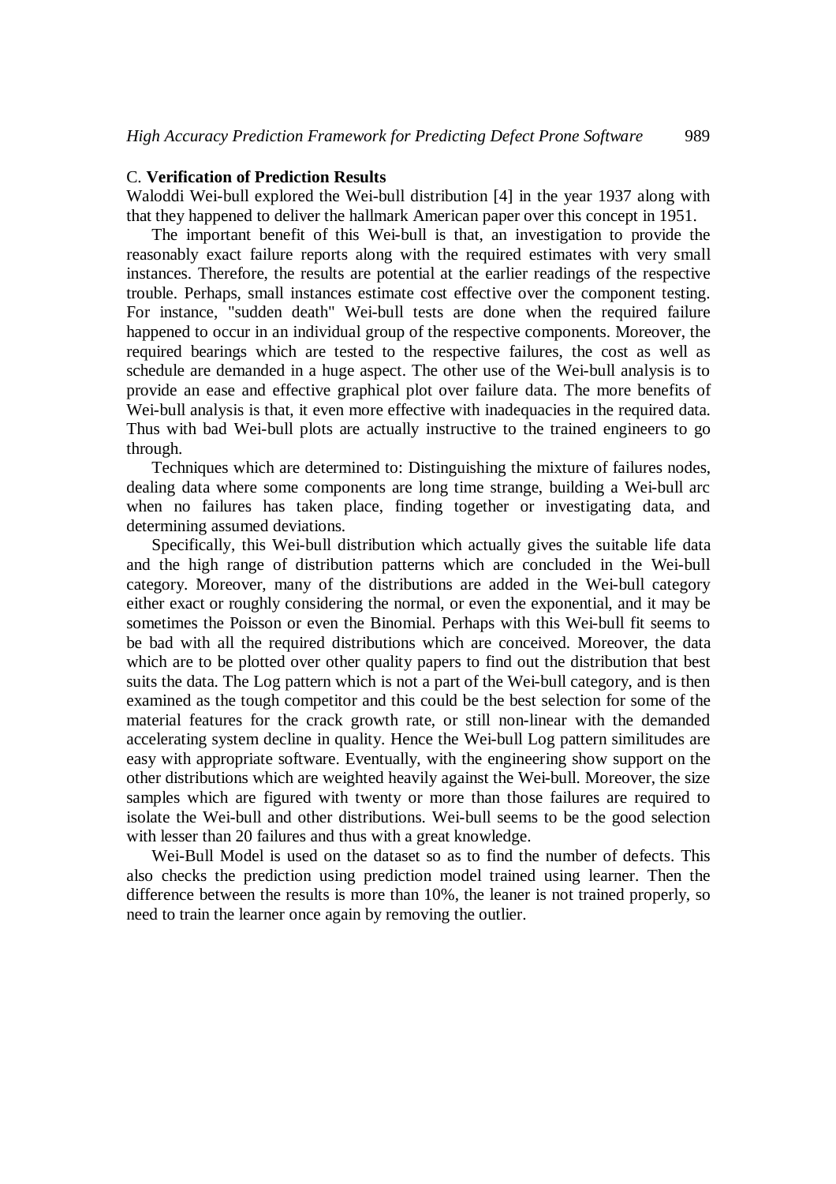### C. **Verification of Prediction Results**

Waloddi Wei-bull explored the Wei-bull distribution [4] in the year 1937 along with that they happened to deliver the hallmark American paper over this concept in 1951.

The important benefit of this Wei-bull is that, an investigation to provide the reasonably exact failure reports along with the required estimates with very small instances. Therefore, the results are potential at the earlier readings of the respective trouble. Perhaps, small instances estimate cost effective over the component testing. For instance, "sudden death" Wei-bull tests are done when the required failure happened to occur in an individual group of the respective components. Moreover, the required bearings which are tested to the respective failures, the cost as well as schedule are demanded in a huge aspect. The other use of the Wei-bull analysis is to provide an ease and effective graphical plot over failure data. The more benefits of Wei-bull analysis is that, it even more effective with inadequacies in the required data. Thus with bad Wei-bull plots are actually instructive to the trained engineers to go through.

Techniques which are determined to: Distinguishing the mixture of failures nodes, dealing data where some components are long time strange, building a Wei-bull arc when no failures has taken place, finding together or investigating data, and determining assumed deviations.

Specifically, this Wei-bull distribution which actually gives the suitable life data and the high range of distribution patterns which are concluded in the Wei-bull category. Moreover, many of the distributions are added in the Wei-bull category either exact or roughly considering the normal, or even the exponential, and it may be sometimes the Poisson or even the Binomial. Perhaps with this Wei-bull fit seems to be bad with all the required distributions which are conceived. Moreover, the data which are to be plotted over other quality papers to find out the distribution that best suits the data. The Log pattern which is not a part of the Wei-bull category, and is then examined as the tough competitor and this could be the best selection for some of the material features for the crack growth rate, or still non-linear with the demanded accelerating system decline in quality. Hence the Wei-bull Log pattern similitudes are easy with appropriate software. Eventually, with the engineering show support on the other distributions which are weighted heavily against the Wei-bull. Moreover, the size samples which are figured with twenty or more than those failures are required to isolate the Wei-bull and other distributions. Wei-bull seems to be the good selection with lesser than 20 failures and thus with a great knowledge.

Wei-Bull Model is used on the dataset so as to find the number of defects. This also checks the prediction using prediction model trained using learner. Then the difference between the results is more than 10%, the leaner is not trained properly, so need to train the learner once again by removing the outlier.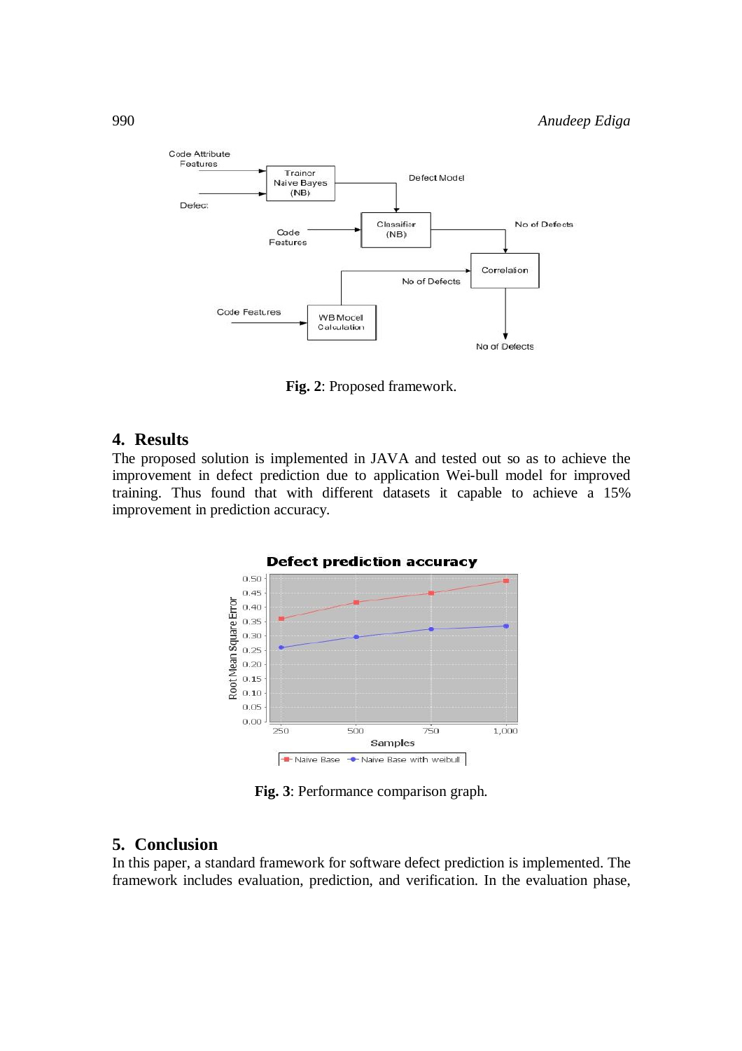**Fig. 2**: Proposed framework.

## 4. Results

The proposed solution is implemented in JAVA and tested out so as to achieve the improvement in defect prediction due to application Wei-bull model for improved training. Thus found that with different datasets it capable to achieve a 15% improvement in prediction accuracy.

**Fig. 3**: Performance comparison graph.

## 5. Conclusion

In this paper, a standard framework for software defect prediction is implemented. The framework includes evaluation, prediction, and verification. In the evaluation phase,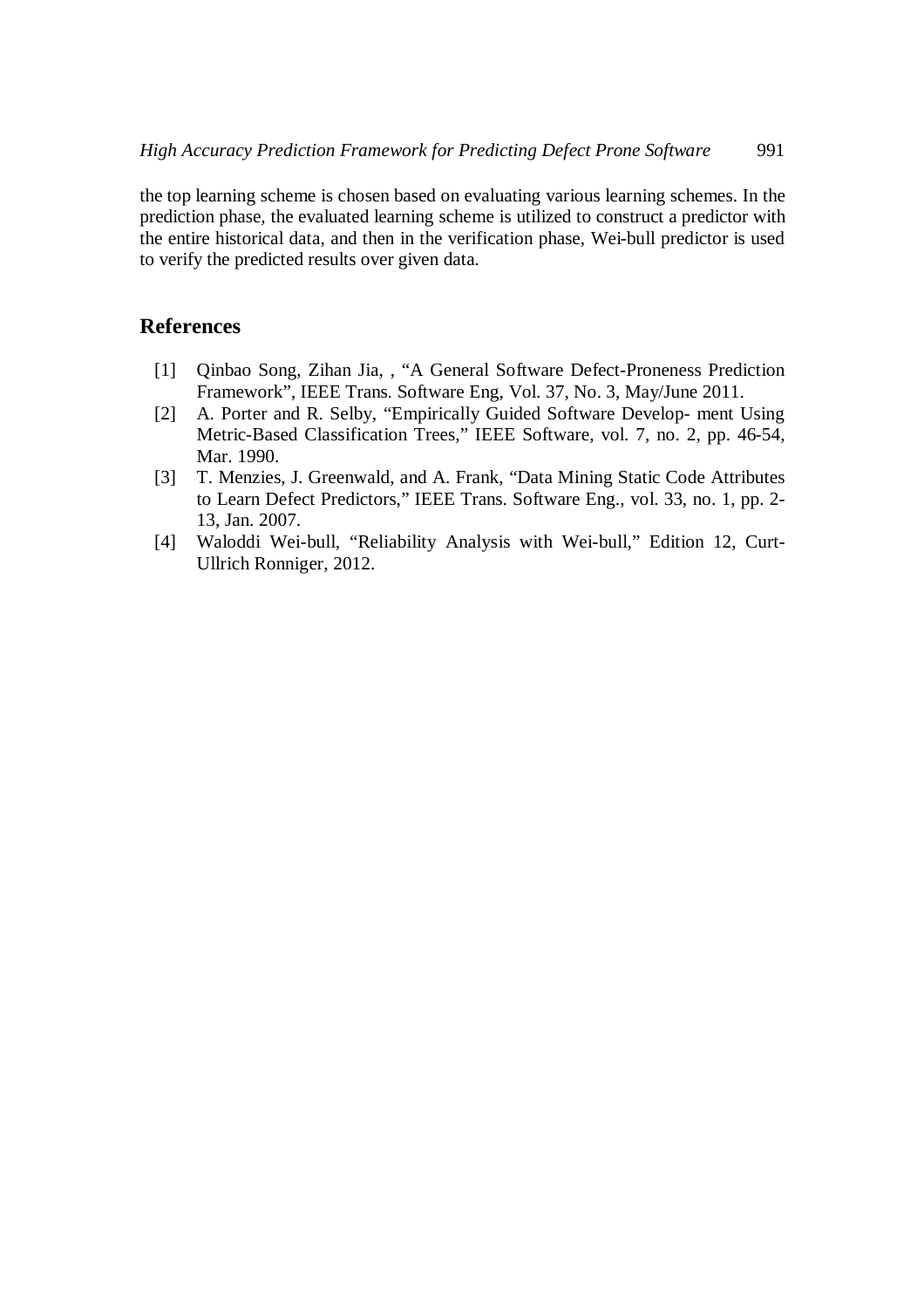the top learning scheme is chosen based on evaluating various learning schemes. In the prediction phase, the evaluated learning scheme is utilized to construct a predictor with the entire historical data, and then in the verification phase, Wei-bull predictor is used to verify the predicted results over given data.

## References

[1] Qinbao Song, Zihan Jia, , "A General Software Defect-Proneness Prediction Framework", IEEE Trans. Software Eng, Vol. 37, No. 3, May/June 2011.

[2] A. Porter and R. Selby, "Empirically Guided Software Develop- ment Using Metric-Based Classification Trees," IEEE Software, vol. 7, no. 2, pp. 46-54, Mar. 1990.

[3] T. Menzies, J. Greenwald, and A. Frank, "Data Mining Static Code Attributes to Learn Defect Predictors," IEEE Trans. Software Eng., vol. 33, no. 1, pp. 2-13, Jan. 2007.

[4] Waloddi Wei-bull, "Reliability Analysis with Wei-bull," Edition 12, Curt-Ullrich Ronniger, 2012.